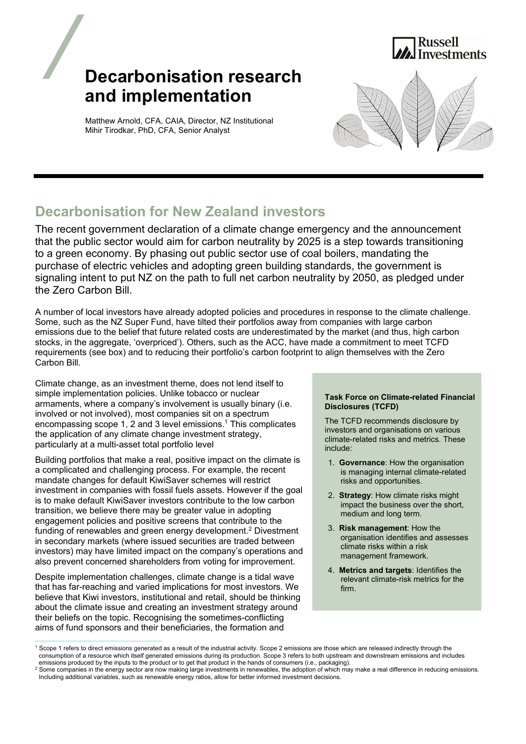# Decarbonisation research and implementation

Matthew Arnold, CFA, CAIA, Director, NZ Institutional
Mihir Tirodkar, PhD, CFA, Senior Analyst

## Decarbonisation for New Zealand investors

The recent government declaration of a climate change emergency and the announcement that the public sector would aim for carbon neutrality by 2025 is a step towards transitioning to a green economy. By phasing out public sector use of coal boilers, mandating the purchase of electric vehicles and adopting green building standards, the government is signaling intent to put NZ on the path to full net carbon neutrality by 2050, as pledged under the Zero Carbon Bill.

A number of local investors have already adopted policies and procedures in response to the climate challenge. Some, such as the NZ Super Fund, have tilted their portfolios away from companies with large carbon emissions due to the belief that future related costs are underestimated by the market (and thus, high carbon stocks, in the aggregate, 'overpriced'). Others, such as the ACC, have made a commitment to meet TCFD requirements (see box) and to reducing their portfolio's carbon footprint to align themselves with the Zero Carbon Bill.

Climate change, as an investment theme, does not lend itself to simple implementation policies. Unlike tobacco or nuclear armaments, where a company's involvement is usually binary (i.e. involved or not involved), most companies sit on a spectrum encompassing scope 1, 2 and 3 level emissions.[1] This complicates the application of any climate change investment strategy, particularly at a multi-asset total portfolio level

Building portfolios that make a real, positive impact on the climate is a complicated and challenging process. For example, the recent mandate changes for default KiwiSaver schemes will restrict investment in companies with fossil fuels assets. However if the goal is to make default KiwiSaver investors contribute to the low carbon transition, we believe there may be greater value in adopting engagement policies and positive screens that contribute to the funding of renewables and green energy development.[2] Divestment in secondary markets (where issued securities are traded between investors) may have limited impact on the company's operations and also prevent concerned shareholders from voting for improvement.

Despite implementation challenges, climate change is a tidal wave that has far-reaching and varied implications for most investors. We believe that Kiwi investors, institutional and retail, should be thinking about the climate issue and creating an investment strategy around their beliefs on the topic. Recognising the sometimes-conflicting aims of fund sponsors and their beneficiaries, the formation and

**Task Force on Climate-related Financial Disclosures (TCFD)**

The TCFD recommends disclosure by investors and organisations on various climate-related risks and metrics. These include:

1. **Governance**: How the organisation is managing internal climate-related risks and opportunities.
2. **Strategy**: How climate risks might impact the business over the short, medium and long term.
3. **Risk management**: How the organisation identifies and assesses climate risks within a risk management framework.
4. **Metrics and targets**: Identifies the relevant climate-risk metrics for the firm.

---

[1] Scope 1 refers to direct emissions generated as a result of the industrial activity. Scope 2 emissions are those which are released indirectly through the consumption of a resource which itself generated emissions during its production. Scope 3 refers to both upstream and downstream emissions and includes emissions produced by the inputs to the product or to get that product in the hands of consumers (i.e., packaging).

[2] Some companies in the energy sector are now making large investments in renewables, the adoption of which may make a real difference in reducing emissions. Including additional variables, such as renewable energy ratios, allow for better informed investment decisions.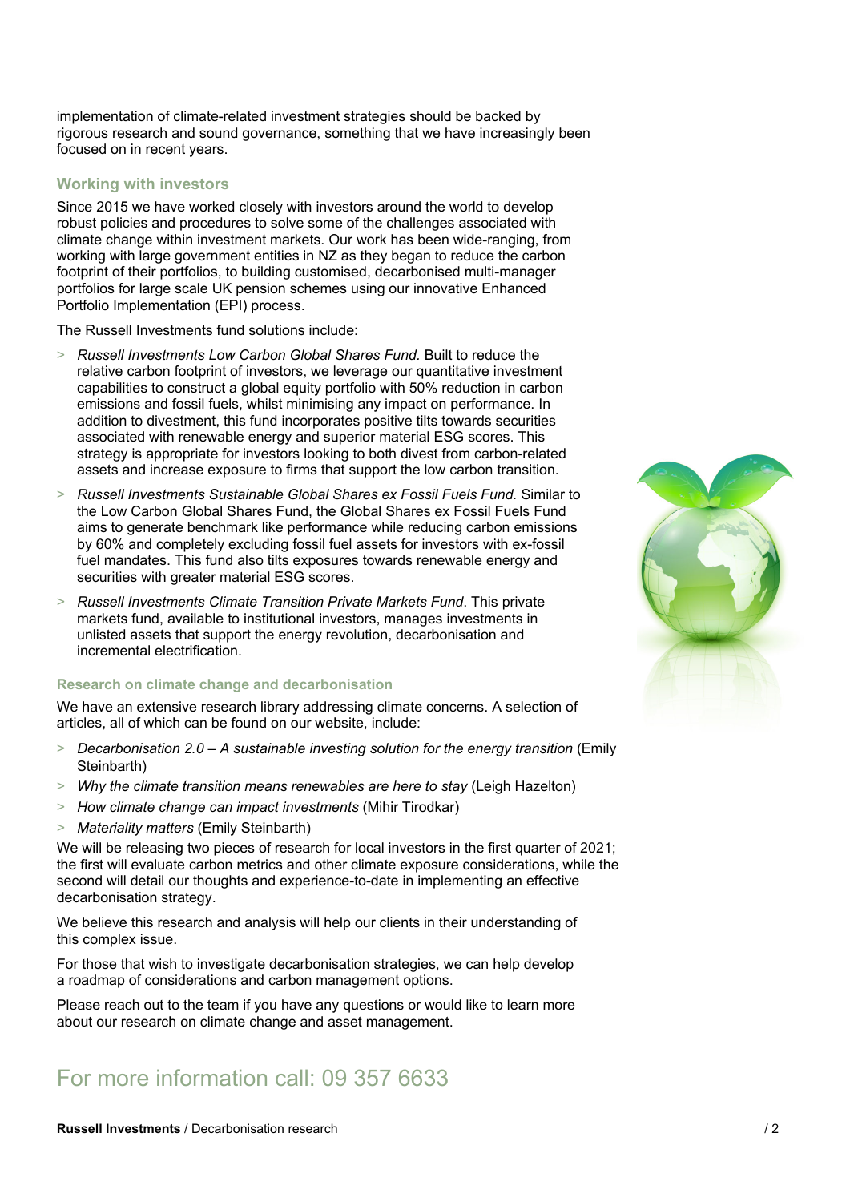implementation of climate-related investment strategies should be backed by rigorous research and sound governance, something that we have increasingly been focused on in recent years.

### Working with investors

Since 2015 we have worked closely with investors around the world to develop robust policies and procedures to solve some of the challenges associated with climate change within investment markets. Our work has been wide-ranging, from working with large government entities in NZ as they began to reduce the carbon footprint of their portfolios, to building customised, decarbonised multi-manager portfolios for large scale UK pension schemes using our innovative Enhanced Portfolio Implementation (EPI) process.

The Russell Investments fund solutions include:

- *Russell Investments Low Carbon Global Shares Fund.* Built to reduce the relative carbon footprint of investors, we leverage our quantitative investment capabilities to construct a global equity portfolio with 50% reduction in carbon emissions and fossil fuels, whilst minimising any impact on performance. In addition to divestment, this fund incorporates positive tilts towards securities associated with renewable energy and superior material ESG scores. This strategy is appropriate for investors looking to both divest from carbon-related assets and increase exposure to firms that support the low carbon transition.
- *Russell Investments Sustainable Global Shares ex Fossil Fuels Fund.* Similar to the Low Carbon Global Shares Fund, the Global Shares ex Fossil Fuels Fund aims to generate benchmark like performance while reducing carbon emissions by 60% and completely excluding fossil fuel assets for investors with ex-fossil fuel mandates. This fund also tilts exposures towards renewable energy and securities with greater material ESG scores.
- *Russell Investments Climate Transition Private Markets Fund*. This private markets fund, available to institutional investors, manages investments in unlisted assets that support the energy revolution, decarbonisation and incremental electrification.

#### Research on climate change and decarbonisation

We have an extensive research library addressing climate concerns. A selection of articles, all of which can be found on our website, include:

- *Decarbonisation 2.0 – A sustainable investing solution for the energy transition* (Emily Steinbarth)
- *Why the climate transition means renewables are here to stay* (Leigh Hazelton)
- *How climate change can impact investments* (Mihir Tirodkar)
- *Materiality matters* (Emily Steinbarth)

We will be releasing two pieces of research for local investors in the first quarter of 2021; the first will evaluate carbon metrics and other climate exposure considerations, while the second will detail our thoughts and experience-to-date in implementing an effective decarbonisation strategy.

We believe this research and analysis will help our clients in their understanding of this complex issue.

For those that wish to investigate decarbonisation strategies, we can help develop a roadmap of considerations and carbon management options.

Please reach out to the team if you have any questions or would like to learn more about our research on climate change and asset management.

## For more information call: 09 357 6633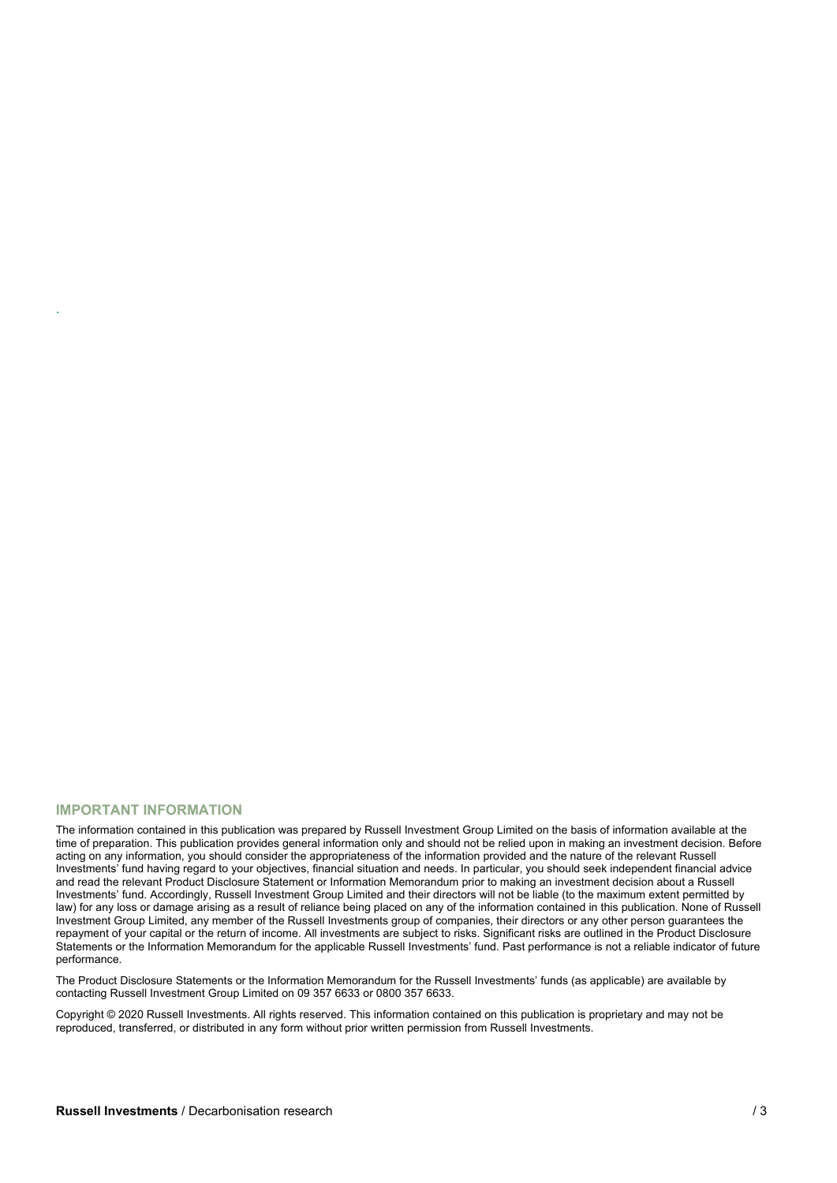## IMPORTANT INFORMATION

The information contained in this publication was prepared by Russell Investment Group Limited on the basis of information available at the time of preparation. This publication provides general information only and should not be relied upon in making an investment decision. Before acting on any information, you should consider the appropriateness of the information provided and the nature of the relevant Russell Investments' fund having regard to your objectives, financial situation and needs. In particular, you should seek independent financial advice and read the relevant Product Disclosure Statement or Information Memorandum prior to making an investment decision about a Russell Investments' fund. Accordingly, Russell Investment Group Limited and their directors will not be liable (to the maximum extent permitted by law) for any loss or damage arising as a result of reliance being placed on any of the information contained in this publication. None of Russell Investment Group Limited, any member of the Russell Investments group of companies, their directors or any other person guarantees the repayment of your capital or the return of income. All investments are subject to risks. Significant risks are outlined in the Product Disclosure Statements or the Information Memorandum for the applicable Russell Investments' fund. Past performance is not a reliable indicator of future performance.

The Product Disclosure Statements or the Information Memorandum for the Russell Investments' funds (as applicable) are available by contacting Russell Investment Group Limited on 09 357 6633 or 0800 357 6633.

Copyright © 2020 Russell Investments. All rights reserved. This information contained on this publication is proprietary and may not be reproduced, transferred, or distributed in any form without prior written permission from Russell Investments.